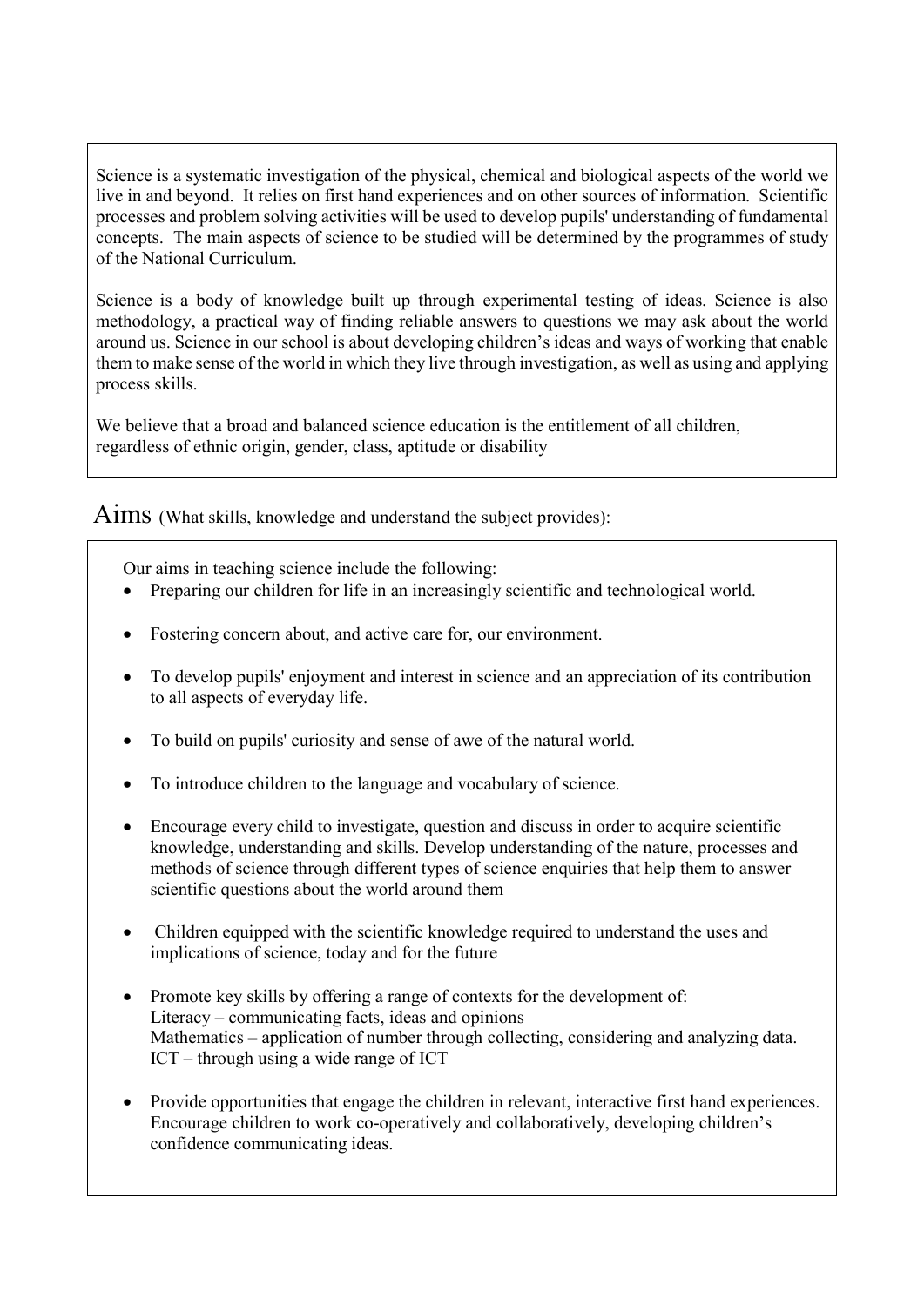Science is a systematic investigation of the physical, chemical and biological aspects of the world we live in and beyond. It relies on first hand experiences and on other sources of information. Scientific processes and problem solving activities will be used to develop pupils' understanding of fundamental concepts. The main aspects of science to be studied will be determined by the programmes of study of the National Curriculum.

Science is a body of knowledge built up through experimental testing of ideas. Science is also methodology, a practical way of finding reliable answers to questions we may ask about the world around us. Science in our school is about developing children's ideas and ways of working that enable them to make sense of the world in which they live through investigation, as well as using and applying process skills.

We believe that a broad and balanced science education is the entitlement of all children, regardless of ethnic origin, gender, class, aptitude or disability

## Aims (What skills, knowledge and understand the subject provides):

Our aims in teaching science include the following:

- Preparing our children for life in an increasingly scientific and technological world.
- Fostering concern about, and active care for, our environment.
- To develop pupils' enjoyment and interest in science and an appreciation of its contribution to all aspects of everyday life.
- To build on pupils' curiosity and sense of awe of the natural world.
- To introduce children to the language and vocabulary of science.
- Encourage every child to investigate, question and discuss in order to acquire scientific knowledge, understanding and skills. Develop understanding of the nature, processes and methods of science through different types of science enquiries that help them to answer scientific questions about the world around them
- Children equipped with the scientific knowledge required to understand the uses and implications of science, today and for the future
- Promote key skills by offering a range of contexts for the development of:
  Literacy – communicating facts, ideas and opinions
  Mathematics – application of number through collecting, considering and analyzing data.
  ICT – through using a wide range of ICT
- Provide opportunities that engage the children in relevant, interactive first hand experiences. Encourage children to work co-operatively and collaboratively, developing children's confidence communicating ideas.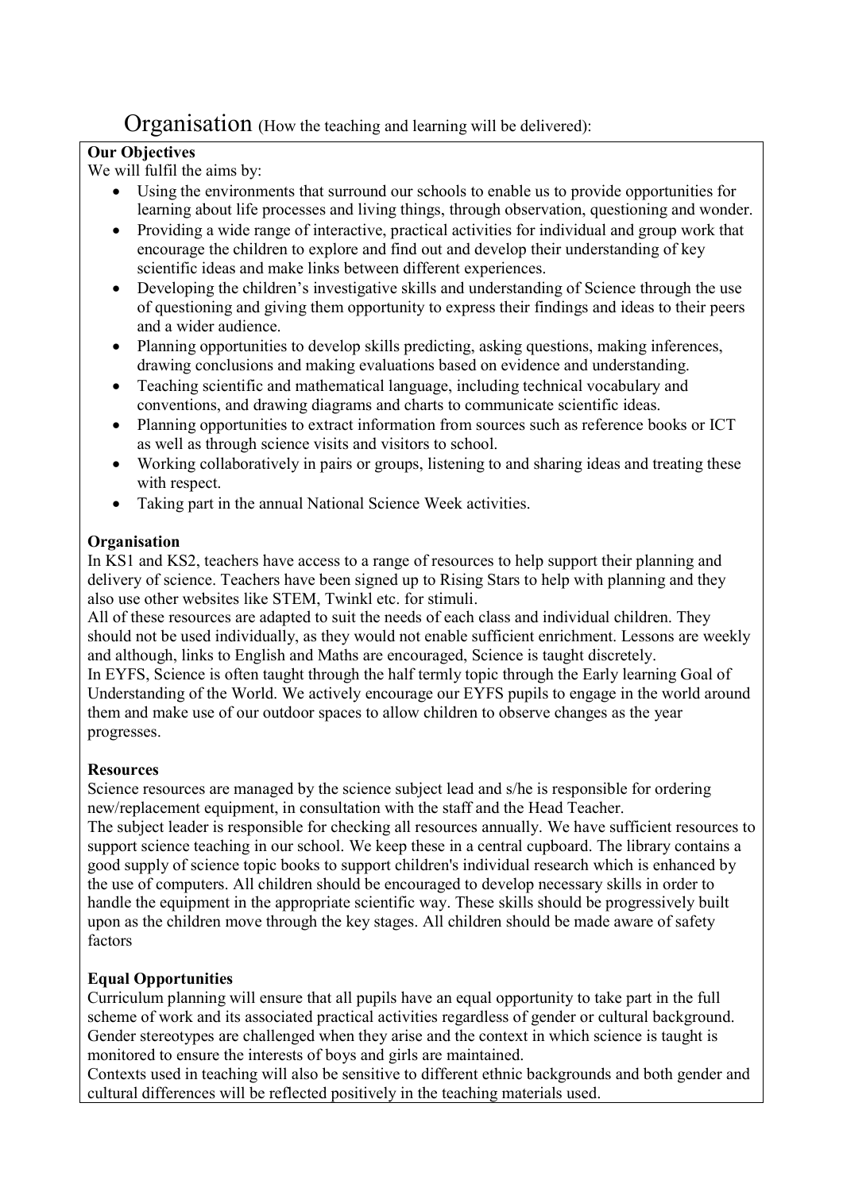# Organisation (How the teaching and learning will be delivered):

**Our Objectives**

We will fulfil the aims by:

- Using the environments that surround our schools to enable us to provide opportunities for learning about life processes and living things, through observation, questioning and wonder.
- Providing a wide range of interactive, practical activities for individual and group work that encourage the children to explore and find out and develop their understanding of key scientific ideas and make links between different experiences.
- Developing the children's investigative skills and understanding of Science through the use of questioning and giving them opportunity to express their findings and ideas to their peers and a wider audience.
- Planning opportunities to develop skills predicting, asking questions, making inferences, drawing conclusions and making evaluations based on evidence and understanding.
- Teaching scientific and mathematical language, including technical vocabulary and conventions, and drawing diagrams and charts to communicate scientific ideas.
- Planning opportunities to extract information from sources such as reference books or ICT as well as through science visits and visitors to school.
- Working collaboratively in pairs or groups, listening to and sharing ideas and treating these with respect.
- Taking part in the annual National Science Week activities.

**Organisation**

In KS1 and KS2, teachers have access to a range of resources to help support their planning and delivery of science. Teachers have been signed up to Rising Stars to help with planning and they also use other websites like STEM, Twinkl etc. for stimuli.

All of these resources are adapted to suit the needs of each class and individual children. They should not be used individually, as they would not enable sufficient enrichment. Lessons are weekly and although, links to English and Maths are encouraged, Science is taught discretely.

In EYFS, Science is often taught through the half termly topic through the Early learning Goal of Understanding of the World. We actively encourage our EYFS pupils to engage in the world around them and make use of our outdoor spaces to allow children to observe changes as the year progresses.

**Resources**

Science resources are managed by the science subject lead and s/he is responsible for ordering new/replacement equipment, in consultation with the staff and the Head Teacher.

The subject leader is responsible for checking all resources annually. We have sufficient resources to support science teaching in our school. We keep these in a central cupboard. The library contains a good supply of science topic books to support children's individual research which is enhanced by the use of computers. All children should be encouraged to develop necessary skills in order to handle the equipment in the appropriate scientific way. These skills should be progressively built upon as the children move through the key stages. All children should be made aware of safety factors

**Equal Opportunities**

Curriculum planning will ensure that all pupils have an equal opportunity to take part in the full scheme of work and its associated practical activities regardless of gender or cultural background. Gender stereotypes are challenged when they arise and the context in which science is taught is monitored to ensure the interests of boys and girls are maintained.

Contexts used in teaching will also be sensitive to different ethnic backgrounds and both gender and cultural differences will be reflected positively in the teaching materials used.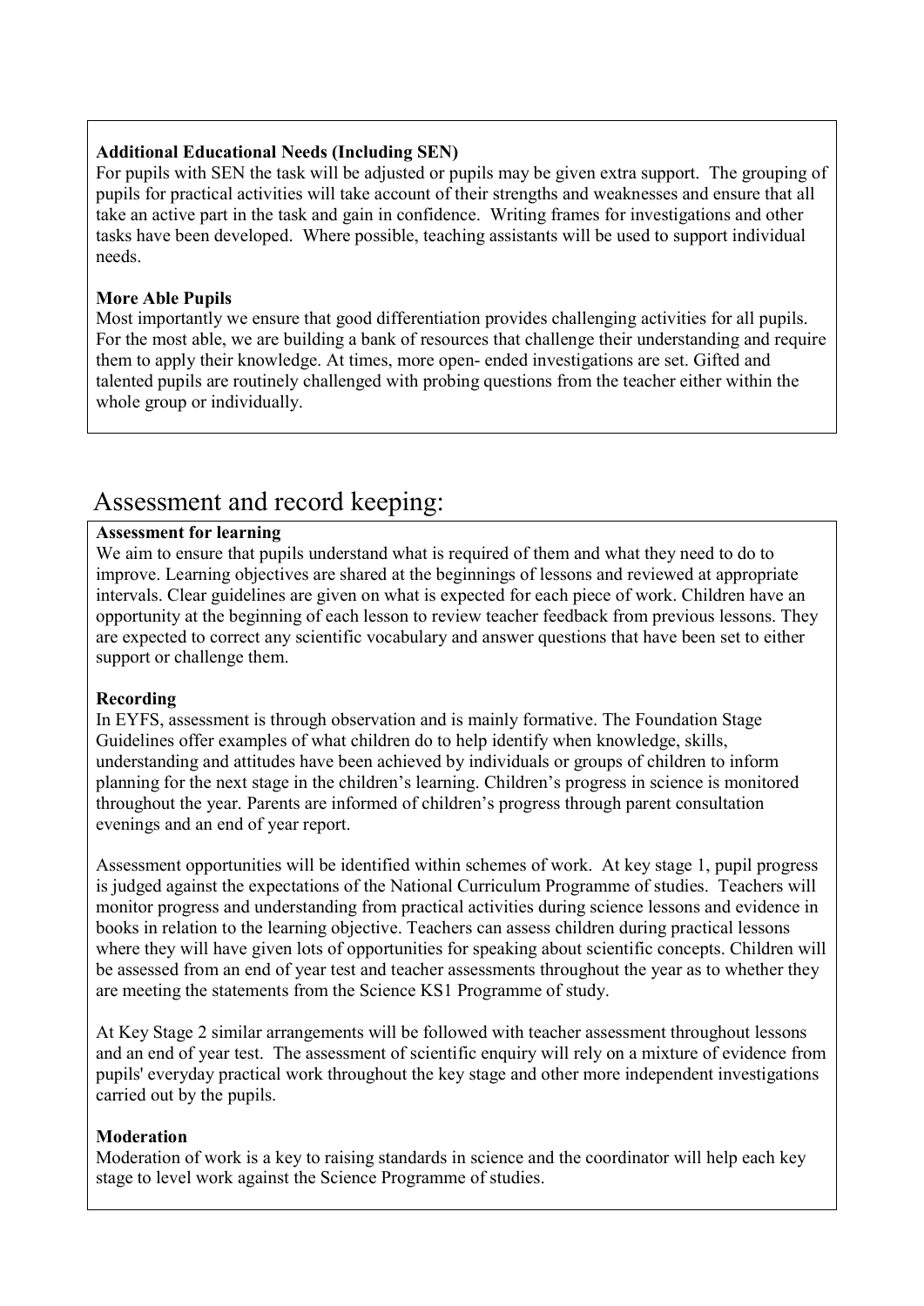**Additional Educational Needs (Including SEN)**

For pupils with SEN the task will be adjusted or pupils may be given extra support. The grouping of pupils for practical activities will take account of their strengths and weaknesses and ensure that all take an active part in the task and gain in confidence. Writing frames for investigations and other tasks have been developed. Where possible, teaching assistants will be used to support individual needs.

**More Able Pupils**

Most importantly we ensure that good differentiation provides challenging activities for all pupils. For the most able, we are building a bank of resources that challenge their understanding and require them to apply their knowledge. At times, more open- ended investigations are set. Gifted and talented pupils are routinely challenged with probing questions from the teacher either within the whole group or individually.

## Assessment and record keeping:

**Assessment for learning**

We aim to ensure that pupils understand what is required of them and what they need to do to improve. Learning objectives are shared at the beginnings of lessons and reviewed at appropriate intervals. Clear guidelines are given on what is expected for each piece of work. Children have an opportunity at the beginning of each lesson to review teacher feedback from previous lessons. They are expected to correct any scientific vocabulary and answer questions that have been set to either support or challenge them.

**Recording**

In EYFS, assessment is through observation and is mainly formative. The Foundation Stage Guidelines offer examples of what children do to help identify when knowledge, skills, understanding and attitudes have been achieved by individuals or groups of children to inform planning for the next stage in the children's learning. Children's progress in science is monitored throughout the year. Parents are informed of children's progress through parent consultation evenings and an end of year report.

Assessment opportunities will be identified within schemes of work. At key stage 1, pupil progress is judged against the expectations of the National Curriculum Programme of studies. Teachers will monitor progress and understanding from practical activities during science lessons and evidence in books in relation to the learning objective. Teachers can assess children during practical lessons where they will have given lots of opportunities for speaking about scientific concepts. Children will be assessed from an end of year test and teacher assessments throughout the year as to whether they are meeting the statements from the Science KS1 Programme of study.

At Key Stage 2 similar arrangements will be followed with teacher assessment throughout lessons and an end of year test. The assessment of scientific enquiry will rely on a mixture of evidence from pupils' everyday practical work throughout the key stage and other more independent investigations carried out by the pupils.

**Moderation**

Moderation of work is a key to raising standards in science and the coordinator will help each key stage to level work against the Science Programme of studies.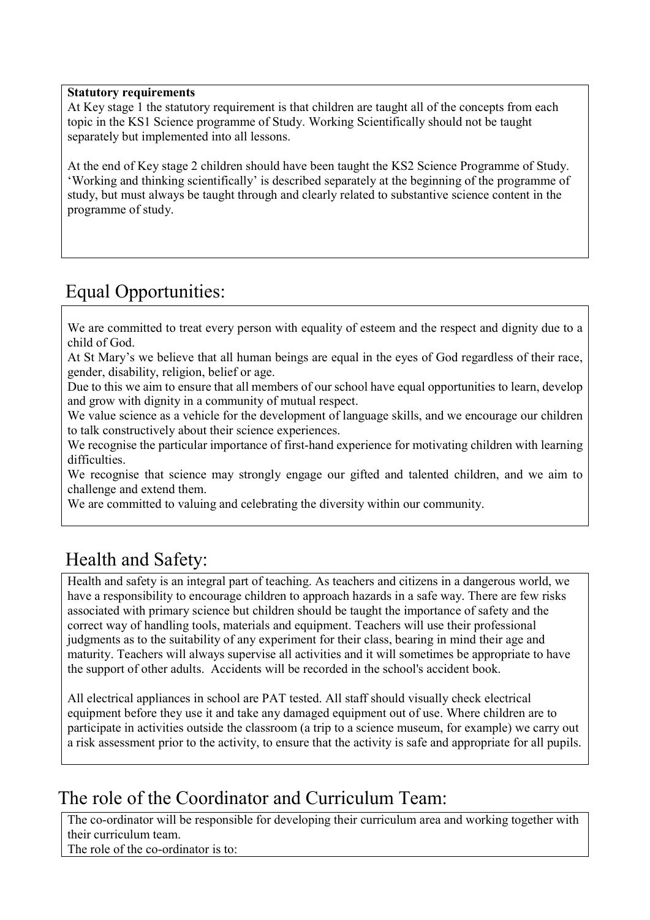**Statutory requirements**

At Key stage 1 the statutory requirement is that children are taught all of the concepts from each topic in the KS1 Science programme of Study. Working Scientifically should not be taught separately but implemented into all lessons.

At the end of Key stage 2 children should have been taught the KS2 Science Programme of Study. 'Working and thinking scientifically' is described separately at the beginning of the programme of study, but must always be taught through and clearly related to substantive science content in the programme of study.

## Equal Opportunities:

We are committed to treat every person with equality of esteem and the respect and dignity due to a child of God.

At St Mary's we believe that all human beings are equal in the eyes of God regardless of their race, gender, disability, religion, belief or age.

Due to this we aim to ensure that all members of our school have equal opportunities to learn, develop and grow with dignity in a community of mutual respect.

We value science as a vehicle for the development of language skills, and we encourage our children to talk constructively about their science experiences.

We recognise the particular importance of first-hand experience for motivating children with learning difficulties.

We recognise that science may strongly engage our gifted and talented children, and we aim to challenge and extend them.

We are committed to valuing and celebrating the diversity within our community.

## Health and Safety:

Health and safety is an integral part of teaching. As teachers and citizens in a dangerous world, we have a responsibility to encourage children to approach hazards in a safe way. There are few risks associated with primary science but children should be taught the importance of safety and the correct way of handling tools, materials and equipment. Teachers will use their professional judgments as to the suitability of any experiment for their class, bearing in mind their age and maturity. Teachers will always supervise all activities and it will sometimes be appropriate to have the support of other adults. Accidents will be recorded in the school's accident book.

All electrical appliances in school are PAT tested. All staff should visually check electrical equipment before they use it and take any damaged equipment out of use. Where children are to participate in activities outside the classroom (a trip to a science museum, for example) we carry out a risk assessment prior to the activity, to ensure that the activity is safe and appropriate for all pupils.

## The role of the Coordinator and Curriculum Team:

The co-ordinator will be responsible for developing their curriculum area and working together with their curriculum team.

The role of the co-ordinator is to: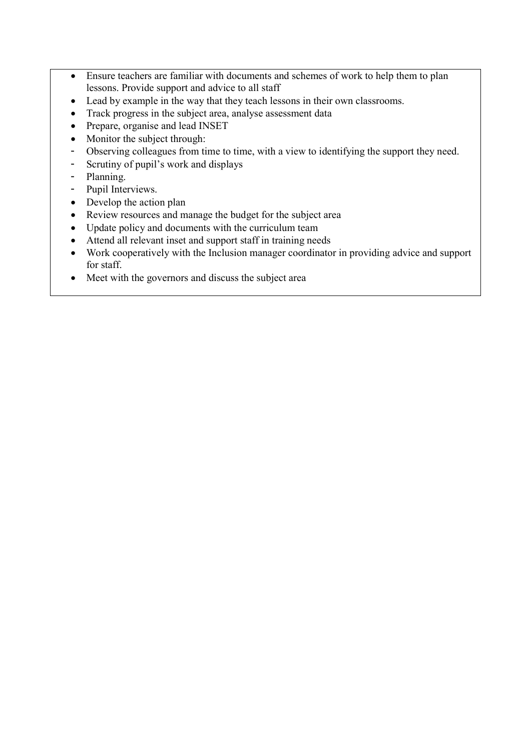- Ensure teachers are familiar with documents and schemes of work to help them to plan lessons. Provide support and advice to all staff
- Lead by example in the way that they teach lessons in their own classrooms.
- Track progress in the subject area, analyse assessment data
- Prepare, organise and lead INSET
- Monitor the subject through:
  - Observing colleagues from time to time, with a view to identifying the support they need.
  - Scrutiny of pupil's work and displays
  - Planning.
  - Pupil Interviews.
- Develop the action plan
- Review resources and manage the budget for the subject area
- Update policy and documents with the curriculum team
- Attend all relevant inset and support staff in training needs
- Work cooperatively with the Inclusion manager coordinator in providing advice and support for staff.
- Meet with the governors and discuss the subject area